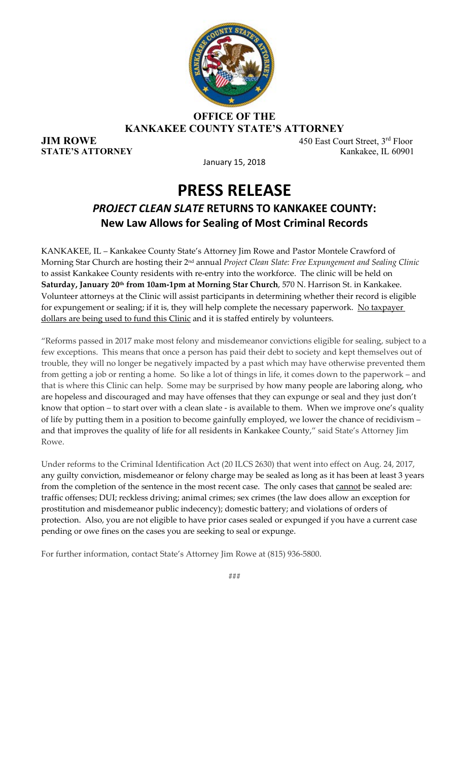**OFFICE OF THE**
**KANKAKEE COUNTY STATE'S ATTORNEY**

**JIM ROWE**
**STATE'S ATTORNEY**

450 East Court Street, 3rd Floor
Kankakee, IL 60901

January 15, 2018

# PRESS RELEASE

## *PROJECT CLEAN SLATE* RETURNS TO KANKAKEE COUNTY:
## New Law Allows for Sealing of Most Criminal Records

KANKAKEE, IL – Kankakee County State's Attorney Jim Rowe and Pastor Montele Crawford of Morning Star Church are hosting their 2nd annual *Project Clean Slate: Free Expungement and Sealing Clinic* to assist Kankakee County residents with re-entry into the workforce. The clinic will be held on **Saturday, January 20th from 10am-1pm at Morning Star Church**, 570 N. Harrison St. in Kankakee. Volunteer attorneys at the Clinic will assist participants in determining whether their record is eligible for expungement or sealing; if it is, they will help complete the necessary paperwork. <u>No taxpayer dollars are being used to fund this Clinic</u> and it is staffed entirely by volunteers.

"Reforms passed in 2017 make most felony and misdemeanor convictions eligible for sealing, subject to a few exceptions. This means that once a person has paid their debt to society and kept themselves out of trouble, they will no longer be negatively impacted by a past which may have otherwise prevented them from getting a job or renting a home. So like a lot of things in life, it comes down to the paperwork – and that is where this Clinic can help. Some may be surprised by how many people are laboring along, who are hopeless and discouraged and may have offenses that they can expunge or seal and they just don't know that option – to start over with a clean slate - is available to them. When we improve one's quality of life by putting them in a position to become gainfully employed, we lower the chance of recidivism – and that improves the quality of life for all residents in Kankakee County," said State's Attorney Jim Rowe.

Under reforms to the Criminal Identification Act (20 ILCS 2630) that went into effect on Aug. 24, 2017, any guilty conviction, misdemeanor or felony charge may be sealed as long as it has been at least 3 years from the completion of the sentence in the most recent case. The only cases that <u>cannot</u> be sealed are: traffic offenses; DUI; reckless driving; animal crimes; sex crimes (the law does allow an exception for prostitution and misdemeanor public indecency); domestic battery; and violations of orders of protection. Also, you are not eligible to have prior cases sealed or expunged if you have a current case pending or owe fines on the cases you are seeking to seal or expunge.

For further information, contact State's Attorney Jim Rowe at (815) 936-5800.

###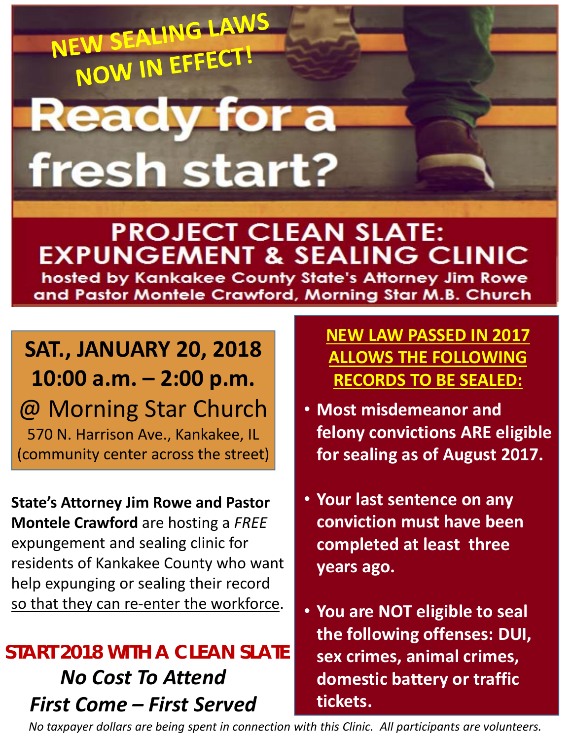NEW SEALING LAWS NOW IN EFFECT!

# Ready for a fresh start?

## PROJECT CLEAN SLATE: EXPUNGEMENT & SEALING CLINIC

hosted by Kankakee County State's Attorney Jim Rowe and Pastor Montele Crawford, Morning Star M.B. Church

**SAT., JANUARY 20, 2018**
**10:00 a.m. – 2:00 p.m.**
@ Morning Star Church
570 N. Harrison Ave., Kankakee, IL
(community center across the street)

**State's Attorney Jim Rowe and Pastor Montele Crawford** are hosting a *FREE* expungement and sealing clinic for residents of Kankakee County who want help expunging or sealing their record <u>so that they can re-enter the workforce</u>.

**START 2018 WITH A CLEAN SLATE**

***No Cost To Attend***

***First Come – First Served***

**<u>NEW LAW PASSED IN 2017 ALLOWS THE FOLLOWING RECORDS TO BE SEALED:</u>**

- **Most misdemeanor and felony convictions ARE eligible for sealing as of August 2017.**
- **Your last sentence on any conviction must have been completed at least three years ago.**
- **You are NOT eligible to seal the following offenses: DUI, sex crimes, animal crimes, domestic battery or traffic tickets.**

*No taxpayer dollars are being spent in connection with this Clinic. All participants are volunteers.*